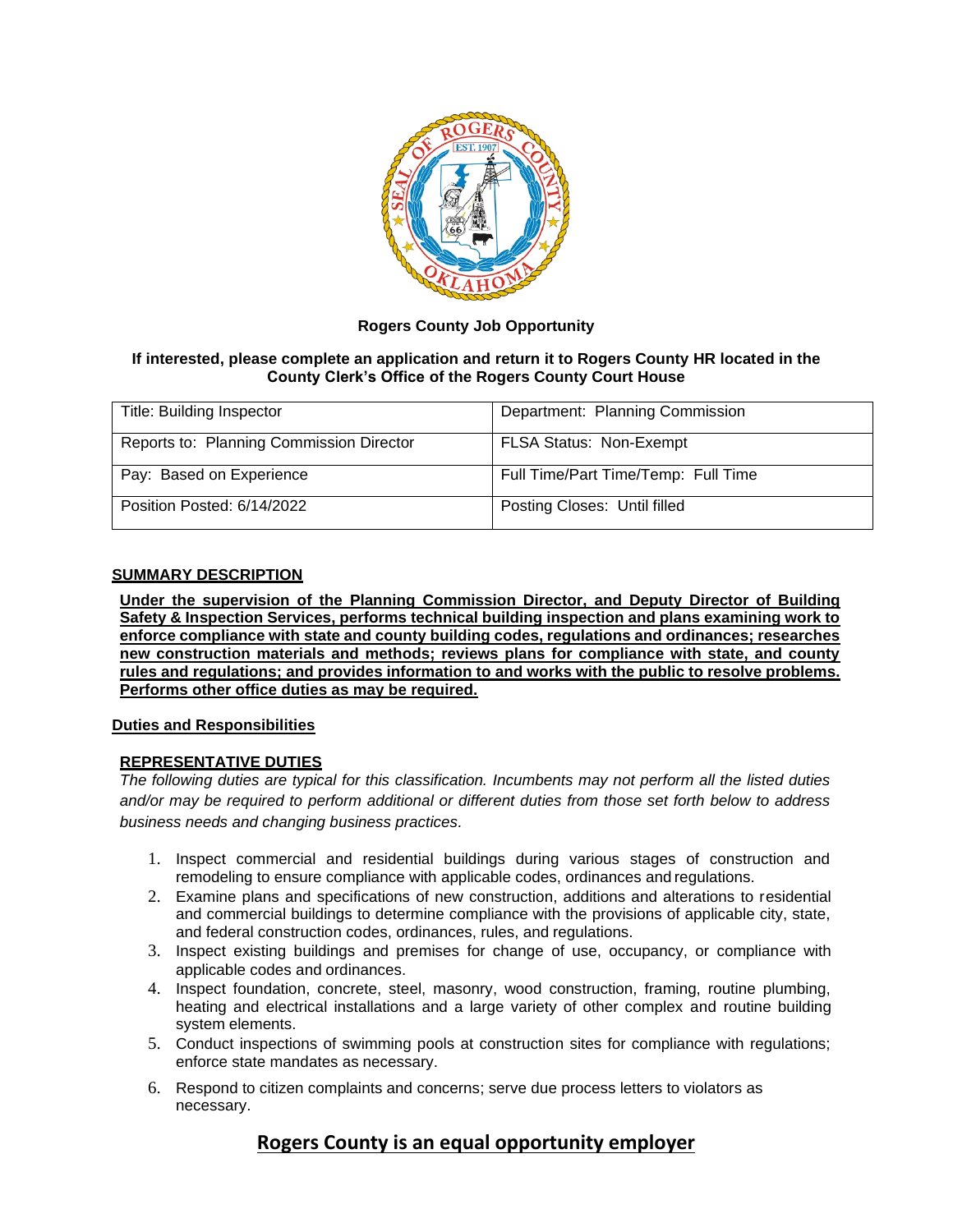**Rogers County Job Opportunity**

**If interested, please complete an application and return it to Rogers County HR located in the County Clerk's Office of the Rogers County Court House**

| Title: Building Inspector | Department: Planning Commission |
|---|---|
| Reports to: Planning Commission Director | FLSA Status: Non-Exempt |
| Pay: Based on Experience | Full Time/Part Time/Temp: Full Time |
| Position Posted: 6/14/2022 | Posting Closes: Until filled |

## SUMMARY DESCRIPTION

**Under the supervision of the Planning Commission Director, and Deputy Director of Building Safety & Inspection Services, performs technical building inspection and plans examining work to enforce compliance with state and county building codes, regulations and ordinances; researches new construction materials and methods; reviews plans for compliance with state, and county rules and regulations; and provides information to and works with the public to resolve problems. Performs other office duties as may be required.**

## Duties and Responsibilities

### REPRESENTATIVE DUTIES

*The following duties are typical for this classification. Incumbents may not perform all the listed duties and/or may be required to perform additional or different duties from those set forth below to address business needs and changing business practices.*

1. Inspect commercial and residential buildings during various stages of construction and remodeling to ensure compliance with applicable codes, ordinances and regulations.
2. Examine plans and specifications of new construction, additions and alterations to residential and commercial buildings to determine compliance with the provisions of applicable city, state, and federal construction codes, ordinances, rules, and regulations.
3. Inspect existing buildings and premises for change of use, occupancy, or compliance with applicable codes and ordinances.
4. Inspect foundation, concrete, steel, masonry, wood construction, framing, routine plumbing, heating and electrical installations and a large variety of other complex and routine building system elements.
5. Conduct inspections of swimming pools at construction sites for compliance with regulations; enforce state mandates as necessary.
6. Respond to citizen complaints and concerns; serve due process letters to violators as necessary.

**Rogers County is an equal opportunity employer**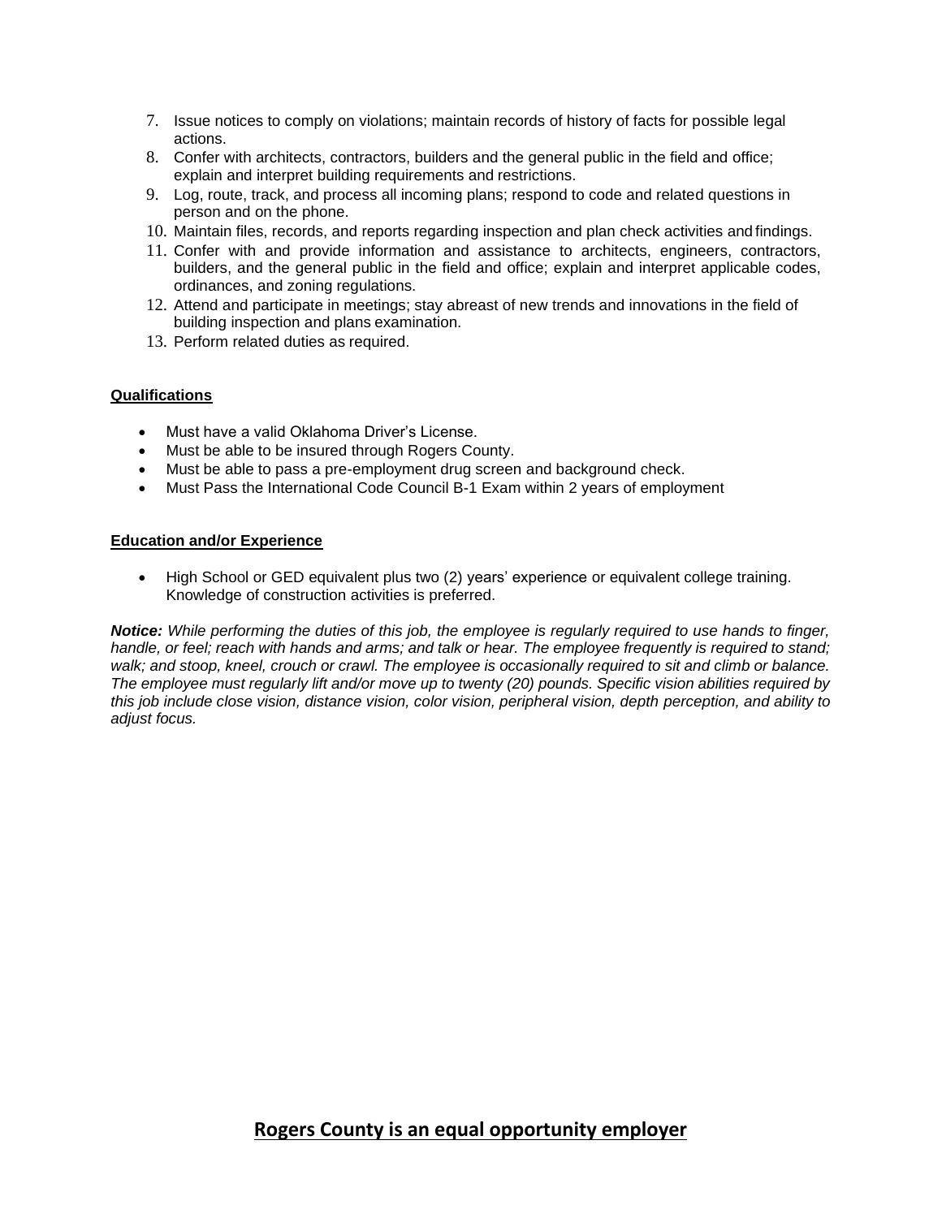7. Issue notices to comply on violations; maintain records of history of facts for possible legal actions.
8. Confer with architects, contractors, builders and the general public in the field and office; explain and interpret building requirements and restrictions.
9. Log, route, track, and process all incoming plans; respond to code and related questions in person and on the phone.
10. Maintain files, records, and reports regarding inspection and plan check activities and findings.
11. Confer with and provide information and assistance to architects, engineers, contractors, builders, and the general public in the field and office; explain and interpret applicable codes, ordinances, and zoning regulations.
12. Attend and participate in meetings; stay abreast of new trends and innovations in the field of building inspection and plans examination.
13. Perform related duties as required.

**Qualifications**

- Must have a valid Oklahoma Driver's License.
- Must be able to be insured through Rogers County.
- Must be able to pass a pre-employment drug screen and background check.
- Must Pass the International Code Council B-1 Exam within 2 years of employment

**Education and/or Experience**

- High School or GED equivalent plus two (2) years' experience or equivalent college training. Knowledge of construction activities is preferred.

***Notice:*** *While performing the duties of this job, the employee is regularly required to use hands to finger, handle, or feel; reach with hands and arms; and talk or hear. The employee frequently is required to stand; walk; and stoop, kneel, crouch or crawl. The employee is occasionally required to sit and climb or balance. The employee must regularly lift and/or move up to twenty (20) pounds. Specific vision abilities required by this job include close vision, distance vision, color vision, peripheral vision, depth perception, and ability to adjust focus.*

## Rogers County is an equal opportunity employer